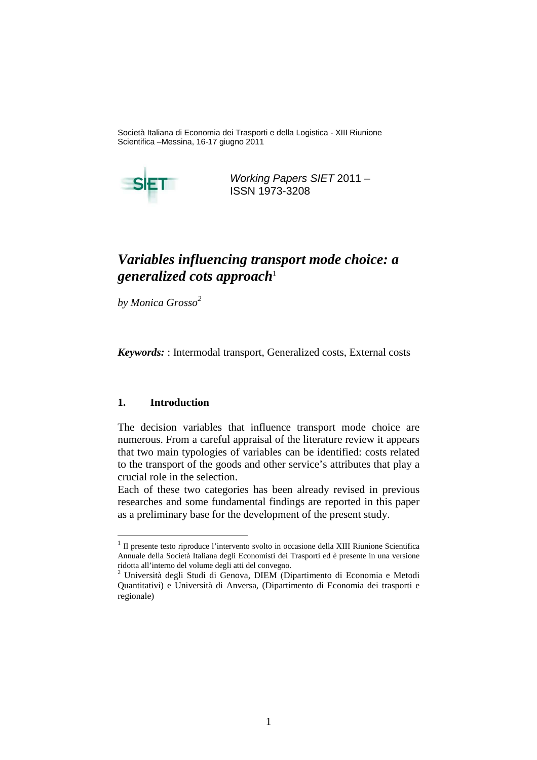Società Italiana di Economia dei Trasporti e della Logistica - XIII Riunione Scientifica –Messina, 16-17 giugno 2011

*Working Papers SIET* 2011 – ISSN 1973-3208

# *Variables influencing transport mode choice: a generalized cots approach*[1]

*by Monica Grosso*[2]

***Keywords:*** : Intermodal transport, Generalized costs, External costs

## 1. Introduction

The decision variables that influence transport mode choice are numerous. From a careful appraisal of the literature review it appears that two main typologies of variables can be identified: costs related to the transport of the goods and other service's attributes that play a crucial role in the selection.

Each of these two categories has been already revised in previous researches and some fundamental findings are reported in this paper as a preliminary base for the development of the present study.

---

[1] Il presente testo riproduce l'intervento svolto in occasione della XIII Riunione Scientifica Annuale della Società Italiana degli Economisti dei Trasporti ed è presente in una versione ridotta all'interno del volume degli atti del convegno.

[2] Università degli Studi di Genova, DIEM (Dipartimento di Economia e Metodi Quantitativi) e Università di Anversa, (Dipartimento di Economia dei trasporti e regionale)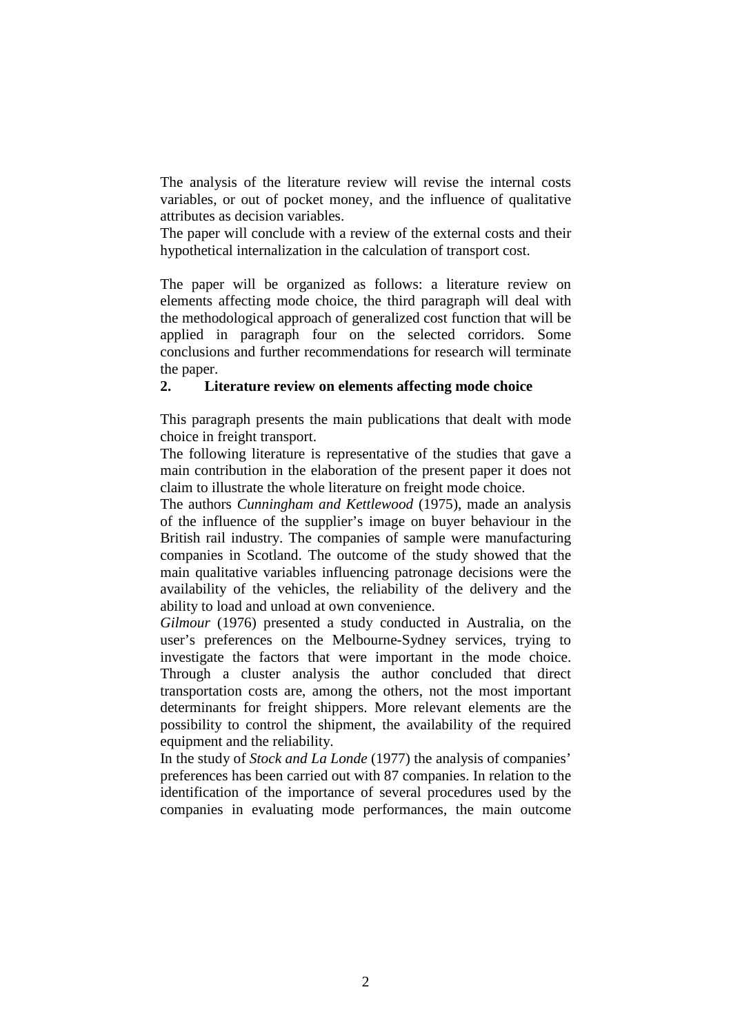The analysis of the literature review will revise the internal costs variables, or out of pocket money, and the influence of qualitative attributes as decision variables.
The paper will conclude with a review of the external costs and their hypothetical internalization in the calculation of transport cost.

The paper will be organized as follows: a literature review on elements affecting mode choice, the third paragraph will deal with the methodological approach of generalized cost function that will be applied in paragraph four on the selected corridors. Some conclusions and further recommendations for research will terminate the paper.

## 2. Literature review on elements affecting mode choice

This paragraph presents the main publications that dealt with mode choice in freight transport.
The following literature is representative of the studies that gave a main contribution in the elaboration of the present paper it does not claim to illustrate the whole literature on freight mode choice.
The authors *Cunningham and Kettlewood* (1975), made an analysis of the influence of the supplier's image on buyer behaviour in the British rail industry. The companies of sample were manufacturing companies in Scotland. The outcome of the study showed that the main qualitative variables influencing patronage decisions were the availability of the vehicles, the reliability of the delivery and the ability to load and unload at own convenience.
*Gilmour* (1976) presented a study conducted in Australia, on the user's preferences on the Melbourne-Sydney services, trying to investigate the factors that were important in the mode choice. Through a cluster analysis the author concluded that direct transportation costs are, among the others, not the most important determinants for freight shippers. More relevant elements are the possibility to control the shipment, the availability of the required equipment and the reliability.
In the study of *Stock and La Londe* (1977) the analysis of companies' preferences has been carried out with 87 companies. In relation to the identification of the importance of several procedures used by the companies in evaluating mode performances, the main outcome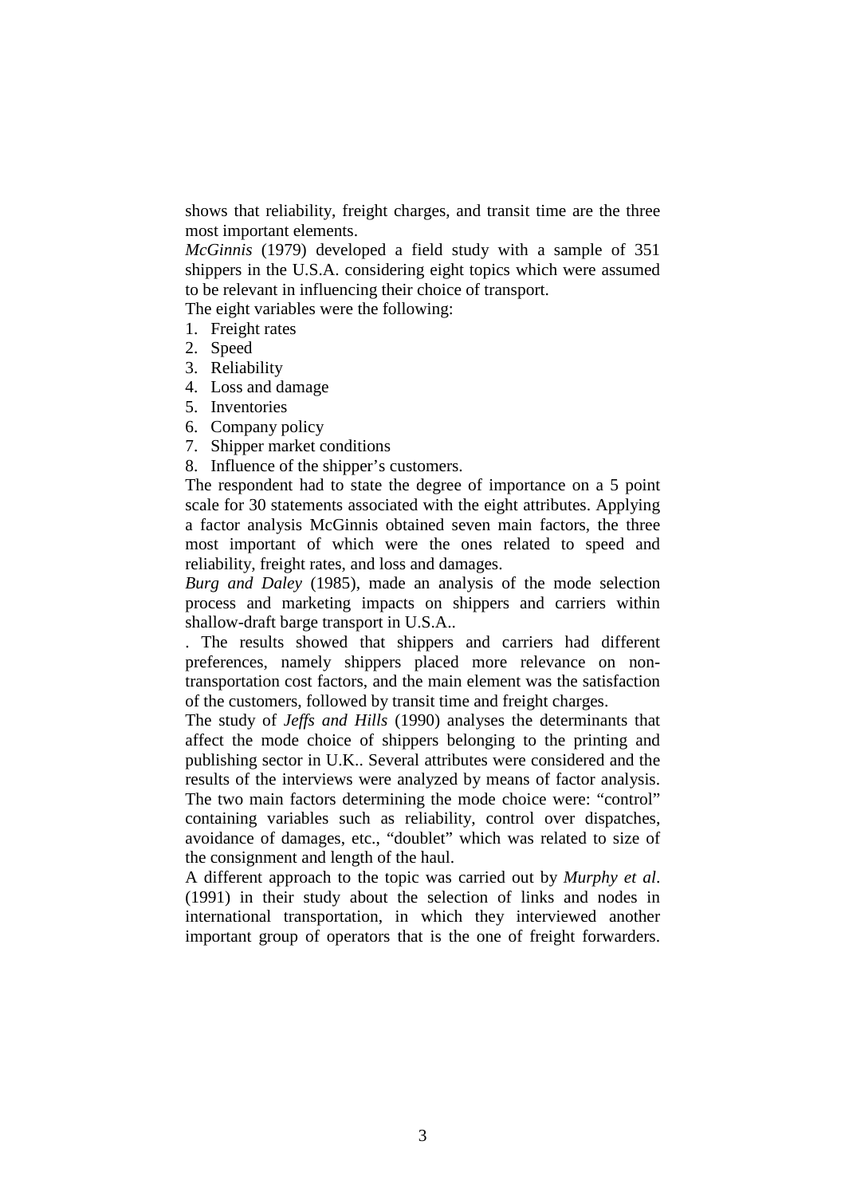shows that reliability, freight charges, and transit time are the three most important elements.

*McGinnis* (1979) developed a field study with a sample of 351 shippers in the U.S.A. considering eight topics which were assumed to be relevant in influencing their choice of transport.

The eight variables were the following:

1. Freight rates
2. Speed
3. Reliability
4. Loss and damage
5. Inventories
6. Company policy
7. Shipper market conditions
8. Influence of the shipper's customers.

The respondent had to state the degree of importance on a 5 point scale for 30 statements associated with the eight attributes. Applying a factor analysis McGinnis obtained seven main factors, the three most important of which were the ones related to speed and reliability, freight rates, and loss and damages.

*Burg and Daley* (1985), made an analysis of the mode selection process and marketing impacts on shippers and carriers within shallow-draft barge transport in U.S.A..

. The results showed that shippers and carriers had different preferences, namely shippers placed more relevance on non-transportation cost factors, and the main element was the satisfaction of the customers, followed by transit time and freight charges.

The study of *Jeffs and Hills* (1990) analyses the determinants that affect the mode choice of shippers belonging to the printing and publishing sector in U.K.. Several attributes were considered and the results of the interviews were analyzed by means of factor analysis. The two main factors determining the mode choice were: "control" containing variables such as reliability, control over dispatches, avoidance of damages, etc., "doublet" which was related to size of the consignment and length of the haul.

A different approach to the topic was carried out by *Murphy et al*. (1991) in their study about the selection of links and nodes in international transportation, in which they interviewed another important group of operators that is the one of freight forwarders.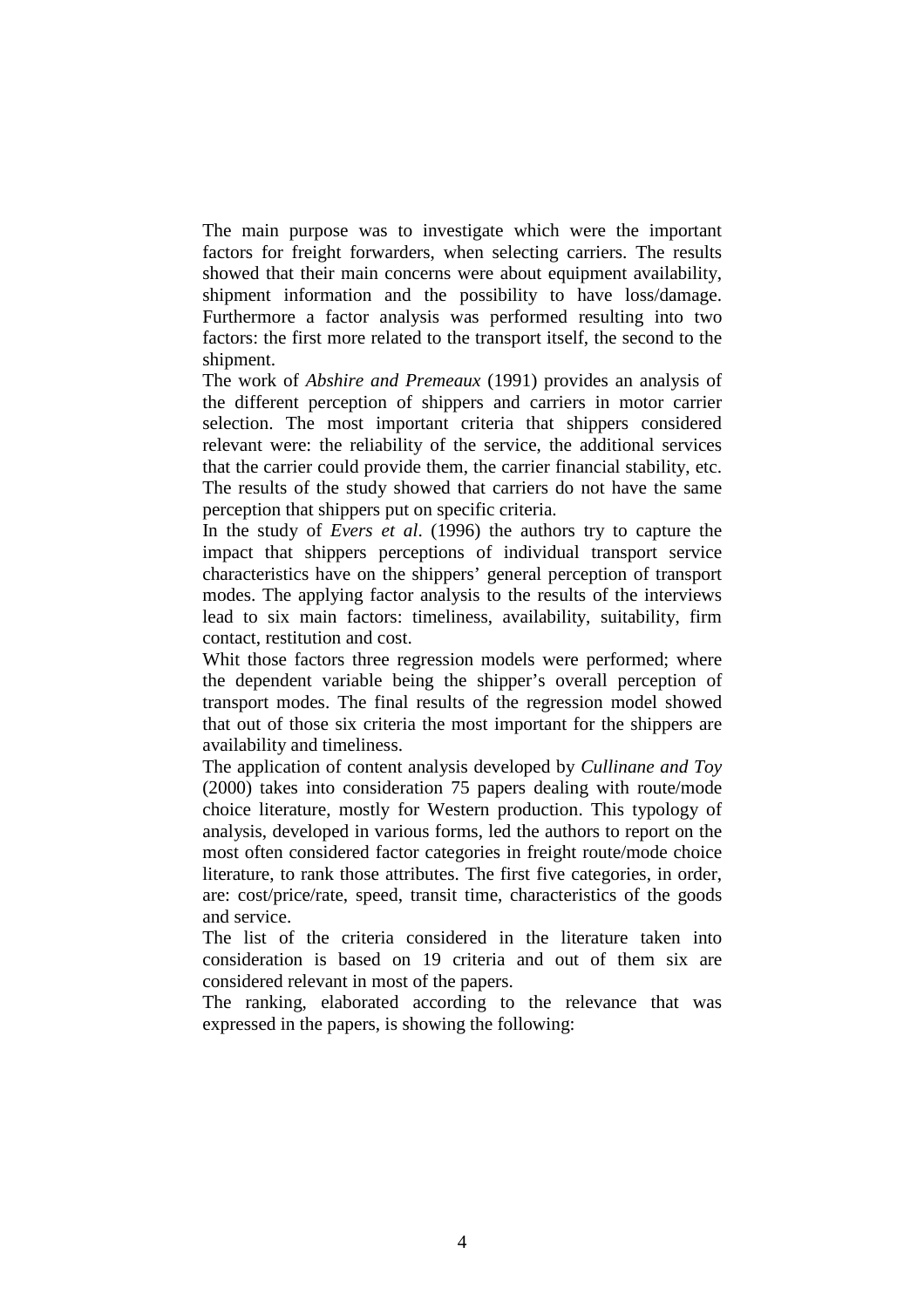The main purpose was to investigate which were the important factors for freight forwarders, when selecting carriers. The results showed that their main concerns were about equipment availability, shipment information and the possibility to have loss/damage. Furthermore a factor analysis was performed resulting into two factors: the first more related to the transport itself, the second to the shipment.

The work of *Abshire and Premeaux* (1991) provides an analysis of the different perception of shippers and carriers in motor carrier selection. The most important criteria that shippers considered relevant were: the reliability of the service, the additional services that the carrier could provide them, the carrier financial stability, etc. The results of the study showed that carriers do not have the same perception that shippers put on specific criteria.

In the study of *Evers et al*. (1996) the authors try to capture the impact that shippers perceptions of individual transport service characteristics have on the shippers' general perception of transport modes. The applying factor analysis to the results of the interviews lead to six main factors: timeliness, availability, suitability, firm contact, restitution and cost.

Whit those factors three regression models were performed; where the dependent variable being the shipper's overall perception of transport modes. The final results of the regression model showed that out of those six criteria the most important for the shippers are availability and timeliness.

The application of content analysis developed by *Cullinane and Toy* (2000) takes into consideration 75 papers dealing with route/mode choice literature, mostly for Western production. This typology of analysis, developed in various forms, led the authors to report on the most often considered factor categories in freight route/mode choice literature, to rank those attributes. The first five categories, in order, are: cost/price/rate, speed, transit time, characteristics of the goods and service.

The list of the criteria considered in the literature taken into consideration is based on 19 criteria and out of them six are considered relevant in most of the papers.

The ranking, elaborated according to the relevance that was expressed in the papers, is showing the following: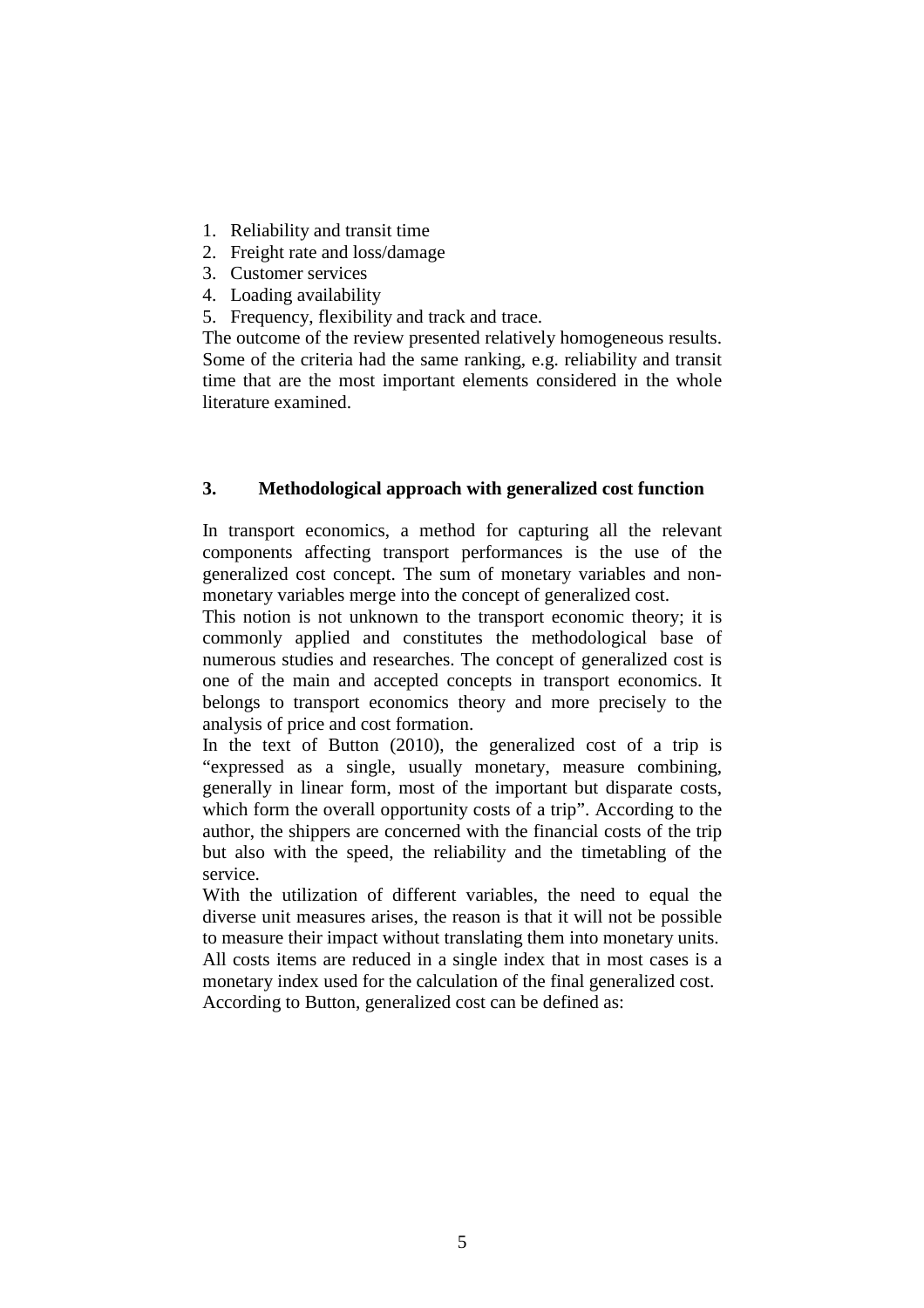1. Reliability and transit time
2. Freight rate and loss/damage
3. Customer services
4. Loading availability
5. Frequency, flexibility and track and trace.

The outcome of the review presented relatively homogeneous results. Some of the criteria had the same ranking, e.g. reliability and transit time that are the most important elements considered in the whole literature examined.

## 3. Methodological approach with generalized cost function

In transport economics, a method for capturing all the relevant components affecting transport performances is the use of the generalized cost concept. The sum of monetary variables and non-monetary variables merge into the concept of generalized cost.

This notion is not unknown to the transport economic theory; it is commonly applied and constitutes the methodological base of numerous studies and researches. The concept of generalized cost is one of the main and accepted concepts in transport economics. It belongs to transport economics theory and more precisely to the analysis of price and cost formation.

In the text of Button (2010), the generalized cost of a trip is "expressed as a single, usually monetary, measure combining, generally in linear form, most of the important but disparate costs, which form the overall opportunity costs of a trip". According to the author, the shippers are concerned with the financial costs of the trip but also with the speed, the reliability and the timetabling of the service.

With the utilization of different variables, the need to equal the diverse unit measures arises, the reason is that it will not be possible to measure their impact without translating them into monetary units. All costs items are reduced in a single index that in most cases is a monetary index used for the calculation of the final generalized cost.

According to Button, generalized cost can be defined as: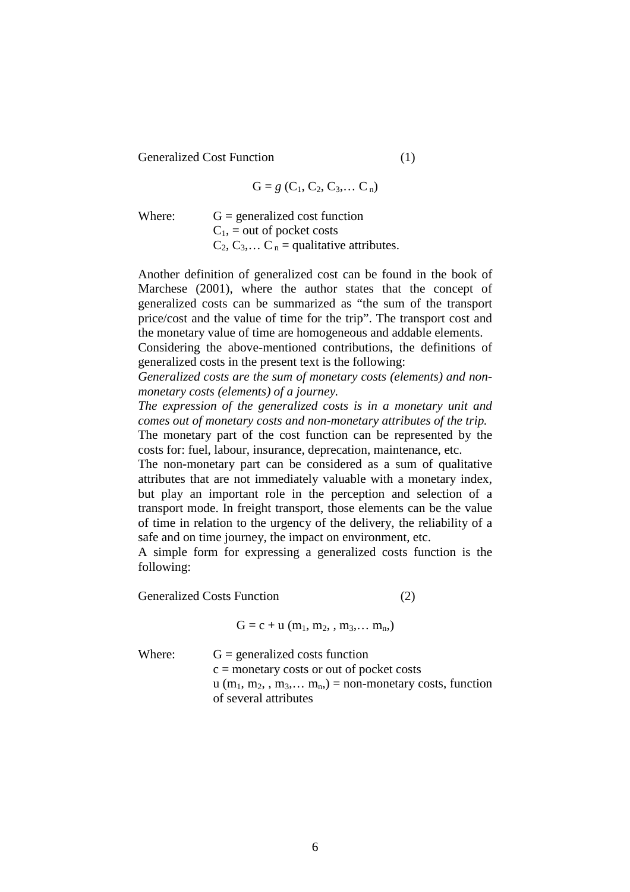Generalized Cost Function (1)

$$G = g\,(C_1, C_2, C_3, \ldots C_n)$$

Where: G = generalized cost function
$C_1$, = out of pocket costs
$C_2, C_3, \ldots C_n$ = qualitative attributes.

Another definition of generalized cost can be found in the book of Marchese (2001), where the author states that the concept of generalized costs can be summarized as "the sum of the transport price/cost and the value of time for the trip". The transport cost and the monetary value of time are homogeneous and addable elements.
Considering the above-mentioned contributions, the definitions of generalized costs in the present text is the following:
*Generalized costs are the sum of monetary costs (elements) and non-monetary costs (elements) of a journey.*
*The expression of the generalized costs is in a monetary unit and comes out of monetary costs and non-monetary attributes of the trip.*
The monetary part of the cost function can be represented by the costs for: fuel, labour, insurance, deprecation, maintenance, etc.
The non-monetary part can be considered as a sum of qualitative attributes that are not immediately valuable with a monetary index, but play an important role in the perception and selection of a transport mode. In freight transport, those elements can be the value of time in relation to the urgency of the delivery, the reliability of a safe and on time journey, the impact on environment, etc.
A simple form for expressing a generalized costs function is the following:

Generalized Costs Function (2)

$$G = c + u\,(m_1, m_2, , m_3, \ldots m_n,)$$

Where: G = generalized costs function
c = monetary costs or out of pocket costs
$u\,(m_1, m_2, , m_3, \ldots m_n,)$ = non-monetary costs, function of several attributes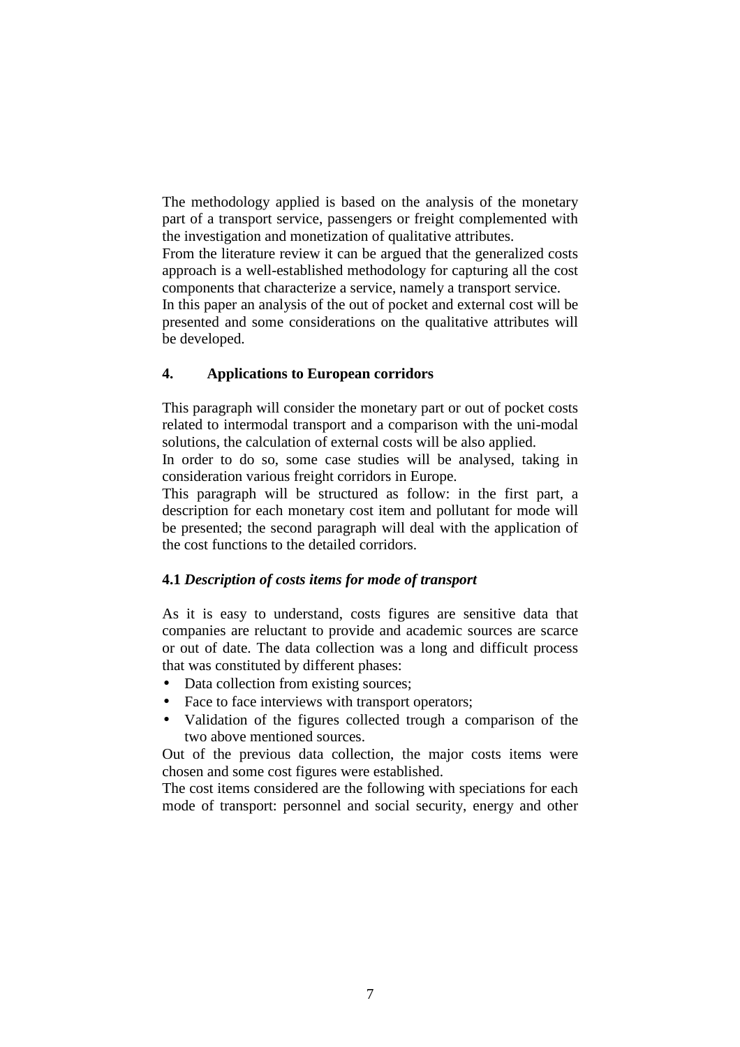The methodology applied is based on the analysis of the monetary part of a transport service, passengers or freight complemented with the investigation and monetization of qualitative attributes.
From the literature review it can be argued that the generalized costs approach is a well-established methodology for capturing all the cost components that characterize a service, namely a transport service.
In this paper an analysis of the out of pocket and external cost will be presented and some considerations on the qualitative attributes will be developed.

## 4. Applications to European corridors

This paragraph will consider the monetary part or out of pocket costs related to intermodal transport and a comparison with the uni-modal solutions, the calculation of external costs will be also applied.
In order to do so, some case studies will be analysed, taking in consideration various freight corridors in Europe.
This paragraph will be structured as follow: in the first part, a description for each monetary cost item and pollutant for mode will be presented; the second paragraph will deal with the application of the cost functions to the detailed corridors.

### 4.1 *Description of costs items for mode of transport*

As it is easy to understand, costs figures are sensitive data that companies are reluctant to provide and academic sources are scarce or out of date. The data collection was a long and difficult process that was constituted by different phases:

- Data collection from existing sources;
- Face to face interviews with transport operators;
- Validation of the figures collected trough a comparison of the two above mentioned sources.

Out of the previous data collection, the major costs items were chosen and some cost figures were established.
The cost items considered are the following with speciations for each mode of transport: personnel and social security, energy and other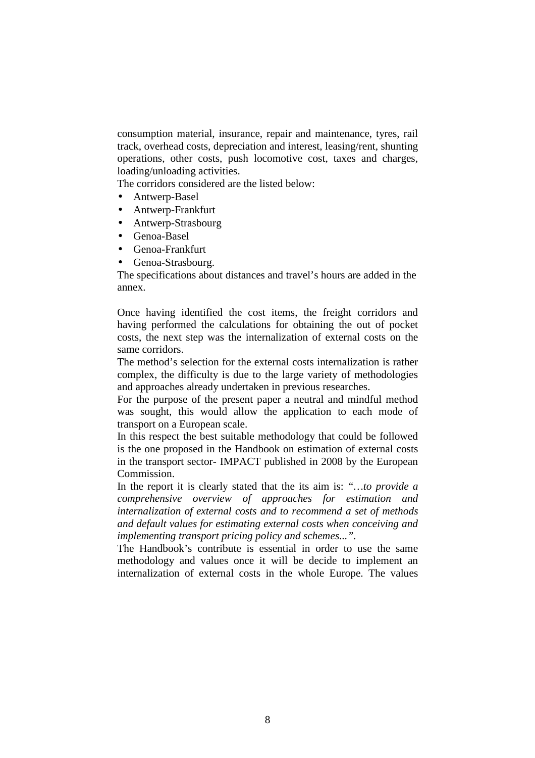consumption material, insurance, repair and maintenance, tyres, rail track, overhead costs, depreciation and interest, leasing/rent, shunting operations, other costs, push locomotive cost, taxes and charges, loading/unloading activities.

The corridors considered are the listed below:

- Antwerp-Basel
- Antwerp-Frankfurt
- Antwerp-Strasbourg
- Genoa-Basel
- Genoa-Frankfurt
- Genoa-Strasbourg.

The specifications about distances and travel's hours are added in the annex.

Once having identified the cost items, the freight corridors and having performed the calculations for obtaining the out of pocket costs, the next step was the internalization of external costs on the same corridors.

The method's selection for the external costs internalization is rather complex, the difficulty is due to the large variety of methodologies and approaches already undertaken in previous researches.

For the purpose of the present paper a neutral and mindful method was sought, this would allow the application to each mode of transport on a European scale.

In this respect the best suitable methodology that could be followed is the one proposed in the Handbook on estimation of external costs in the transport sector- IMPACT published in 2008 by the European Commission.

In the report it is clearly stated that the its aim is: "…*to provide a comprehensive overview of approaches for estimation and internalization of external costs and to recommend a set of methods and default values for estimating external costs when conceiving and implementing transport pricing policy and schemes...*".

The Handbook's contribute is essential in order to use the same methodology and values once it will be decide to implement an internalization of external costs in the whole Europe. The values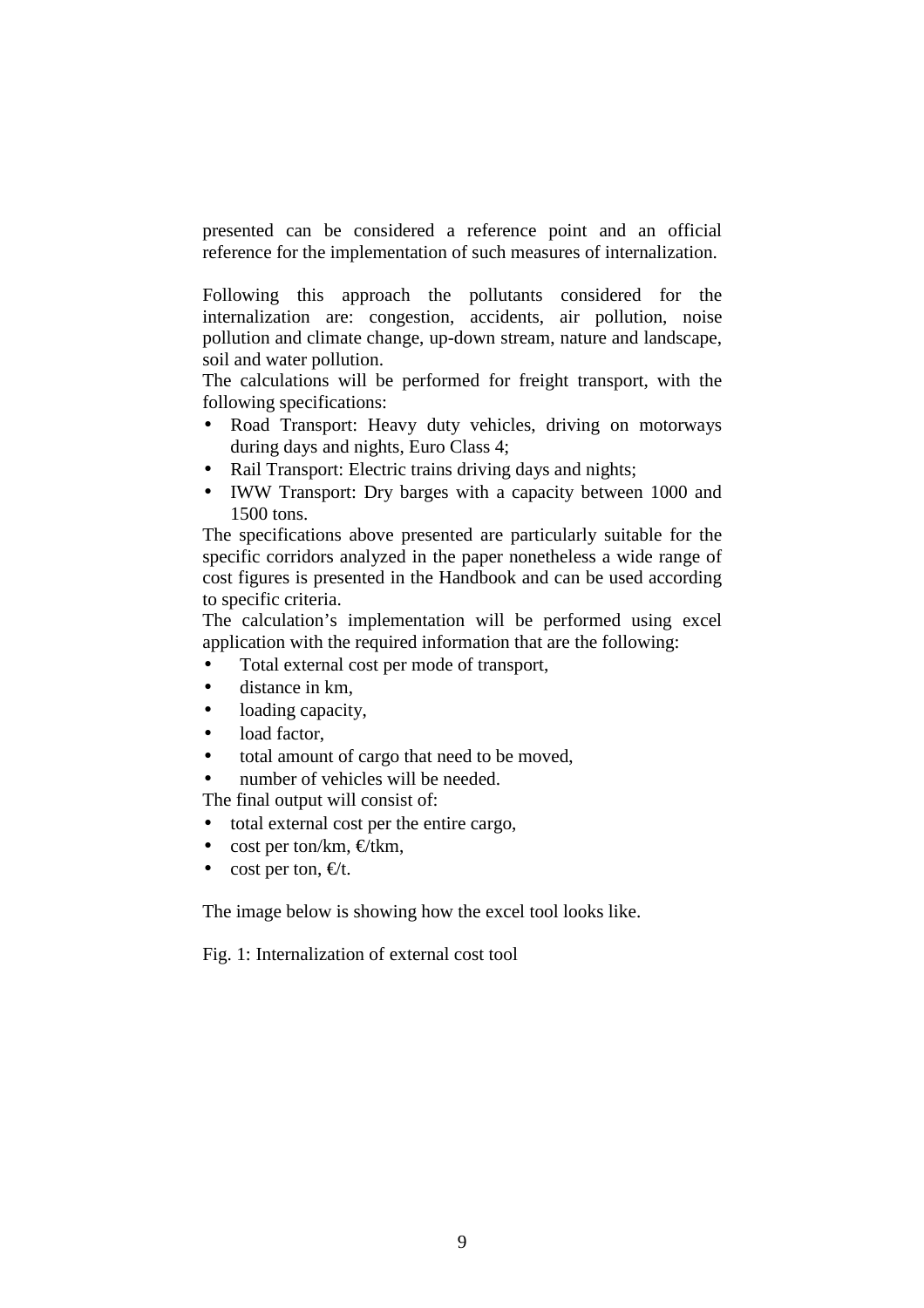presented can be considered a reference point and an official reference for the implementation of such measures of internalization.

Following this approach the pollutants considered for the internalization are: congestion, accidents, air pollution, noise pollution and climate change, up-down stream, nature and landscape, soil and water pollution.

The calculations will be performed for freight transport, with the following specifications:

- Road Transport: Heavy duty vehicles, driving on motorways during days and nights, Euro Class 4;
- Rail Transport: Electric trains driving days and nights;
- IWW Transport: Dry barges with a capacity between 1000 and 1500 tons.

The specifications above presented are particularly suitable for the specific corridors analyzed in the paper nonetheless a wide range of cost figures is presented in the Handbook and can be used according to specific criteria.

The calculation's implementation will be performed using excel application with the required information that are the following:

- Total external cost per mode of transport,
- distance in km,
- loading capacity,
- load factor,
- total amount of cargo that need to be moved,
- number of vehicles will be needed.

The final output will consist of:

- total external cost per the entire cargo,
- cost per ton/km, €/tkm,
- cost per ton, €/t.

The image below is showing how the excel tool looks like.

Fig. 1: Internalization of external cost tool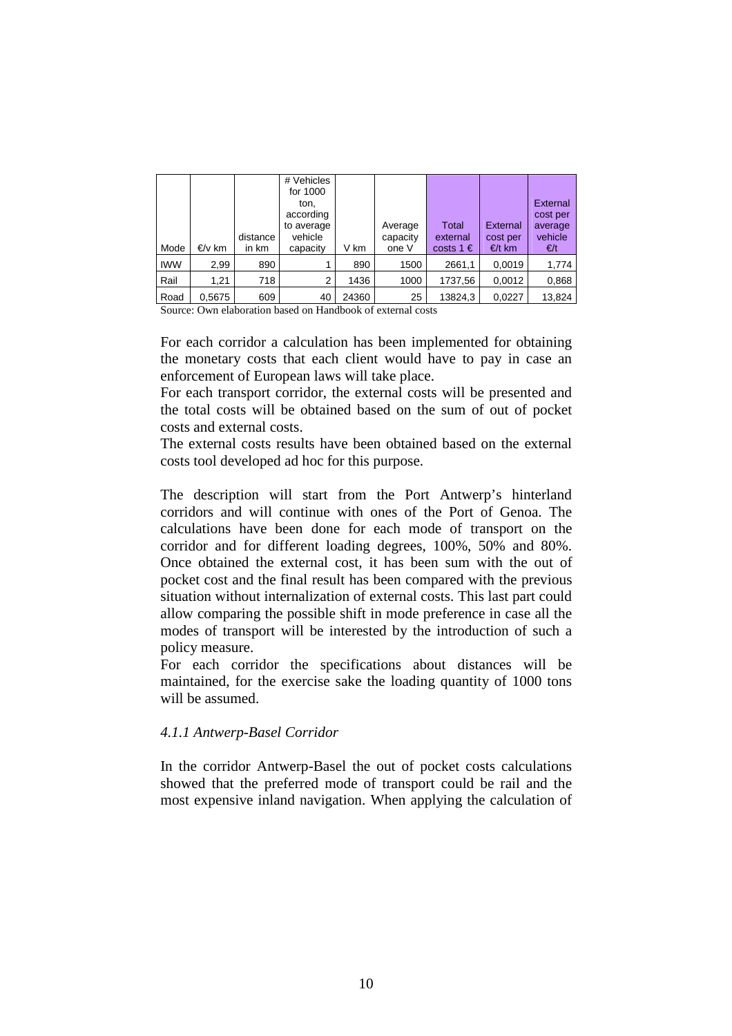| Mode | €/v km | distance in km | # Vehicles for 1000 ton, according to average vehicle capacity | V km | Average capacity one V | Total external costs 1 € | External cost per €/t km | External cost per average vehicle €/t |
|---|---|---|---|---|---|---|---|---|
| IWW | 2,99 | 890 | 1 | 890 | 1500 | 2661,1 | 0,0019 | 1,774 |
| Rail | 1,21 | 718 | 2 | 1436 | 1000 | 1737,56 | 0,0012 | 0,868 |
| Road | 0,5675 | 609 | 40 | 24360 | 25 | 13824,3 | 0,0227 | 13,824 |

Source: Own elaboration based on Handbook of external costs

For each corridor a calculation has been implemented for obtaining the monetary costs that each client would have to pay in case an enforcement of European laws will take place.

For each transport corridor, the external costs will be presented and the total costs will be obtained based on the sum of out of pocket costs and external costs.

The external costs results have been obtained based on the external costs tool developed ad hoc for this purpose.

The description will start from the Port Antwerp's hinterland corridors and will continue with ones of the Port of Genoa. The calculations have been done for each mode of transport on the corridor and for different loading degrees, 100%, 50% and 80%. Once obtained the external cost, it has been sum with the out of pocket cost and the final result has been compared with the previous situation without internalization of external costs. This last part could allow comparing the possible shift in mode preference in case all the modes of transport will be interested by the introduction of such a policy measure.

For each corridor the specifications about distances will be maintained, for the exercise sake the loading quantity of 1000 tons will be assumed.

#### *4.1.1 Antwerp-Basel Corridor*

In the corridor Antwerp-Basel the out of pocket costs calculations showed that the preferred mode of transport could be rail and the most expensive inland navigation. When applying the calculation of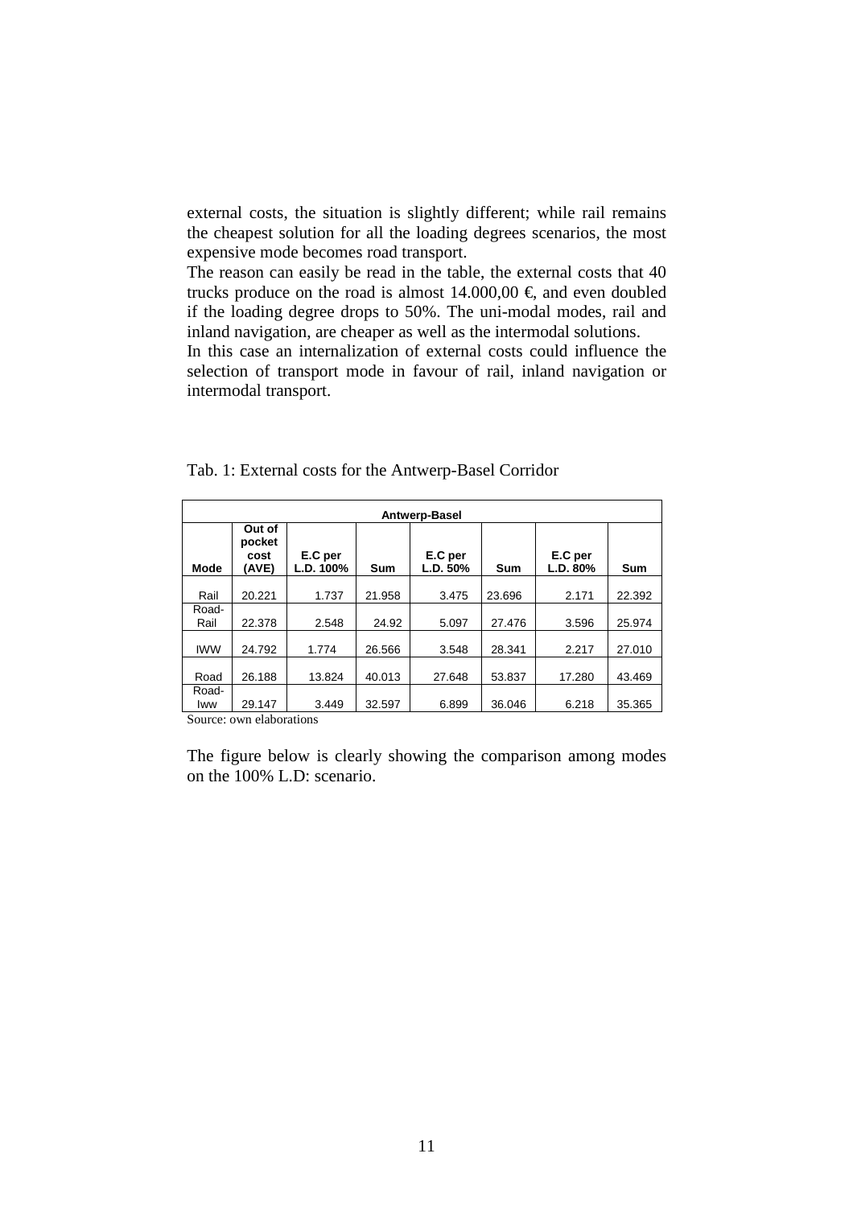external costs, the situation is slightly different; while rail remains the cheapest solution for all the loading degrees scenarios, the most expensive mode becomes road transport.

The reason can easily be read in the table, the external costs that 40 trucks produce on the road is almost 14.000,00 €, and even doubled if the loading degree drops to 50%. The uni-modal modes, rail and inland navigation, are cheaper as well as the intermodal solutions.

In this case an internalization of external costs could influence the selection of transport mode in favour of rail, inland navigation or intermodal transport.

Tab. 1: External costs for the Antwerp-Basel Corridor

| Antwerp-Basel | | | | | | | |
|---|---|---|---|---|---|---|---|
| **Mode** | **Out of pocket cost (AVE)** | **E.C per L.D. 100%** | **Sum** | **E.C per L.D. 50%** | **Sum** | **E.C per L.D. 80%** | **Sum** |
| Rail | 20.221 | 1.737 | 21.958 | 3.475 | 23.696 | 2.171 | 22.392 |
| Road-Rail | 22.378 | 2.548 | 24.92 | 5.097 | 27.476 | 3.596 | 25.974 |
| IWW | 24.792 | 1.774 | 26.566 | 3.548 | 28.341 | 2.217 | 27.010 |
| Road | 26.188 | 13.824 | 40.013 | 27.648 | 53.837 | 17.280 | 43.469 |
| Road-Iww | 29.147 | 3.449 | 32.597 | 6.899 | 36.046 | 6.218 | 35.365 |

Source: own elaborations

The figure below is clearly showing the comparison among modes on the 100% L.D: scenario.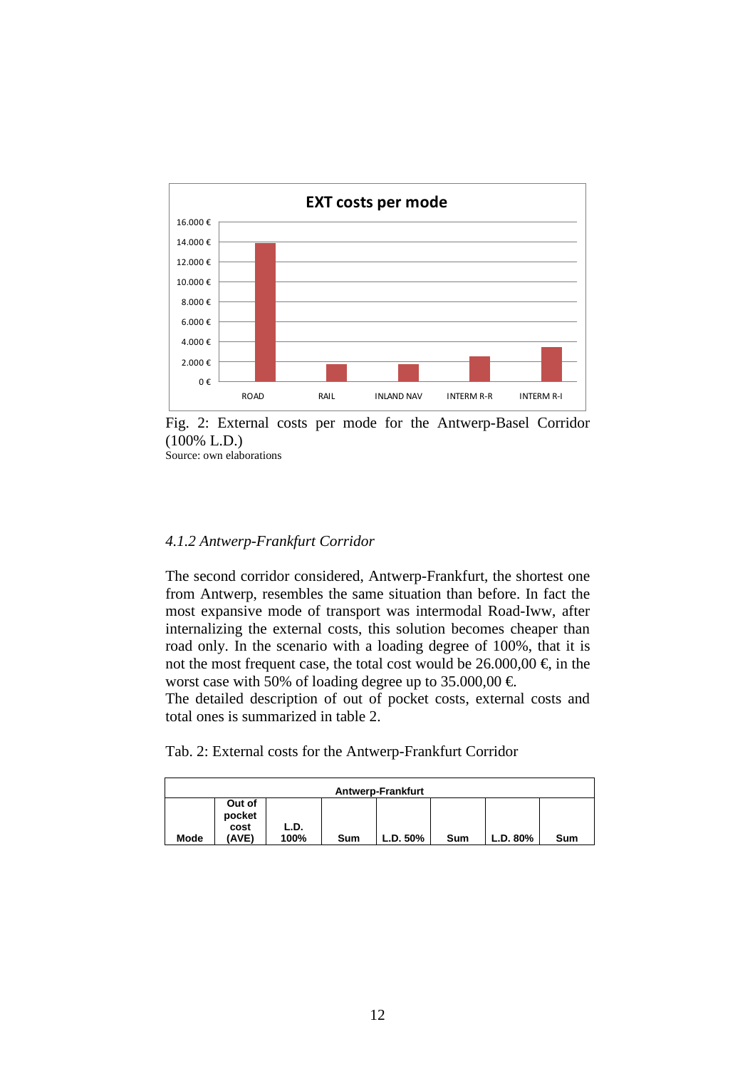Fig. 2: External costs per mode for the Antwerp-Basel Corridor (100% L.D.)
Source: own elaborations

### *4.1.2 Antwerp-Frankfurt Corridor*

The second corridor considered, Antwerp-Frankfurt, the shortest one from Antwerp, resembles the same situation than before. In fact the most expansive mode of transport was intermodal Road-Iww, after internalizing the external costs, this solution becomes cheaper than road only. In the scenario with a loading degree of 100%, that it is not the most frequent case, the total cost would be 26.000,00 €, in the worst case with 50% of loading degree up to 35.000,00 €.
The detailed description of out of pocket costs, external costs and total ones is summarized in table 2.

Tab. 2: External costs for the Antwerp-Frankfurt Corridor

| Antwerp-Frankfurt | | | | | | | |
|---|---|---|---|---|---|---|---|
| Mode | Out of pocket cost (AVE) | L.D. 100% | Sum | L.D. 50% | Sum | L.D. 80% | Sum |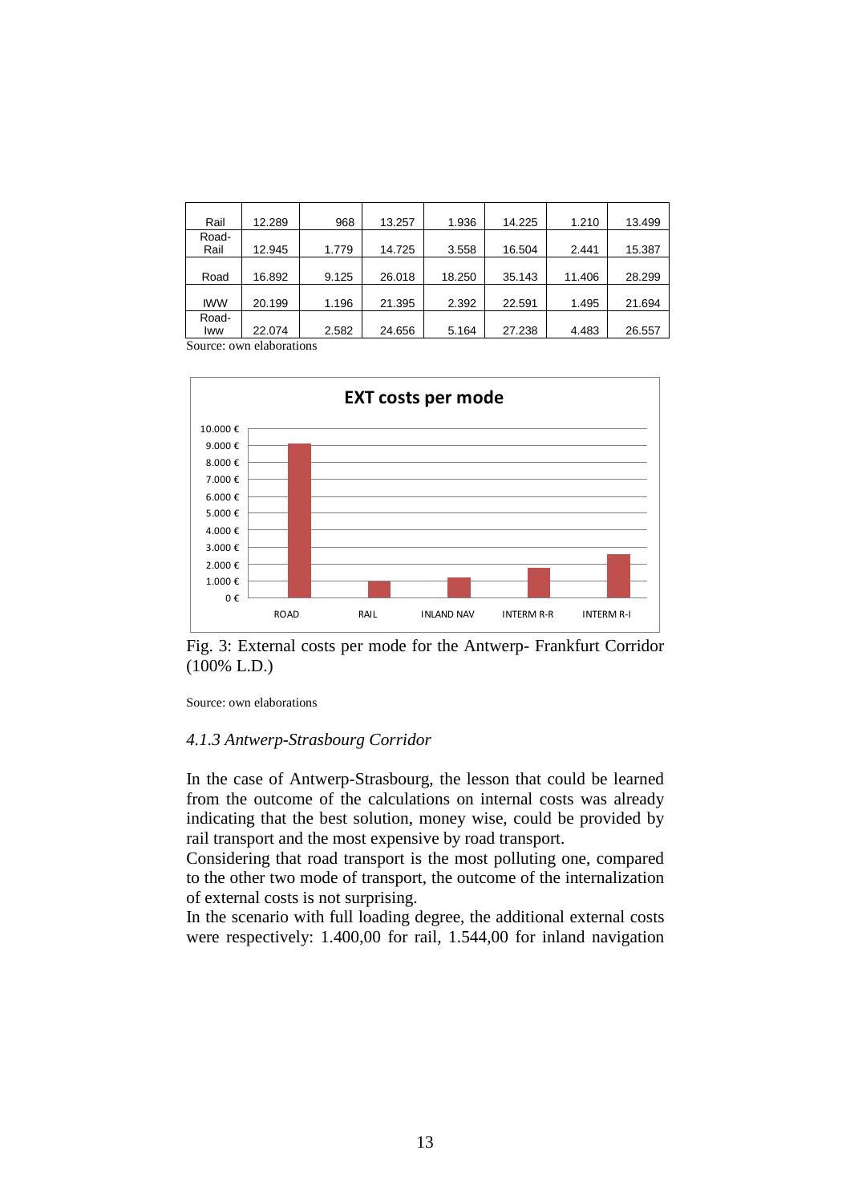| | | | | | | | |
|---|---|---|---|---|---|---|---|
| Rail | 12.289 | 968 | 13.257 | 1.936 | 14.225 | 1.210 | 13.499 |
| Road-Rail | 12.945 | 1.779 | 14.725 | 3.558 | 16.504 | 2.441 | 15.387 |
| Road | 16.892 | 9.125 | 26.018 | 18.250 | 35.143 | 11.406 | 28.299 |
| IWW | 20.199 | 1.196 | 21.395 | 2.392 | 22.591 | 1.495 | 21.694 |
| Road-Iww | 22.074 | 2.582 | 24.656 | 5.164 | 27.238 | 4.483 | 26.557 |

Source: own elaborations

Fig. 3: External costs per mode for the Antwerp- Frankfurt Corridor (100% L.D.)

Source: own elaborations

*4.1.3 Antwerp-Strasbourg Corridor*

In the case of Antwerp-Strasbourg, the lesson that could be learned from the outcome of the calculations on internal costs was already indicating that the best solution, money wise, could be provided by rail transport and the most expensive by road transport.

Considering that road transport is the most polluting one, compared to the other two mode of transport, the outcome of the internalization of external costs is not surprising.

In the scenario with full loading degree, the additional external costs were respectively: 1.400,00 for rail, 1.544,00 for inland navigation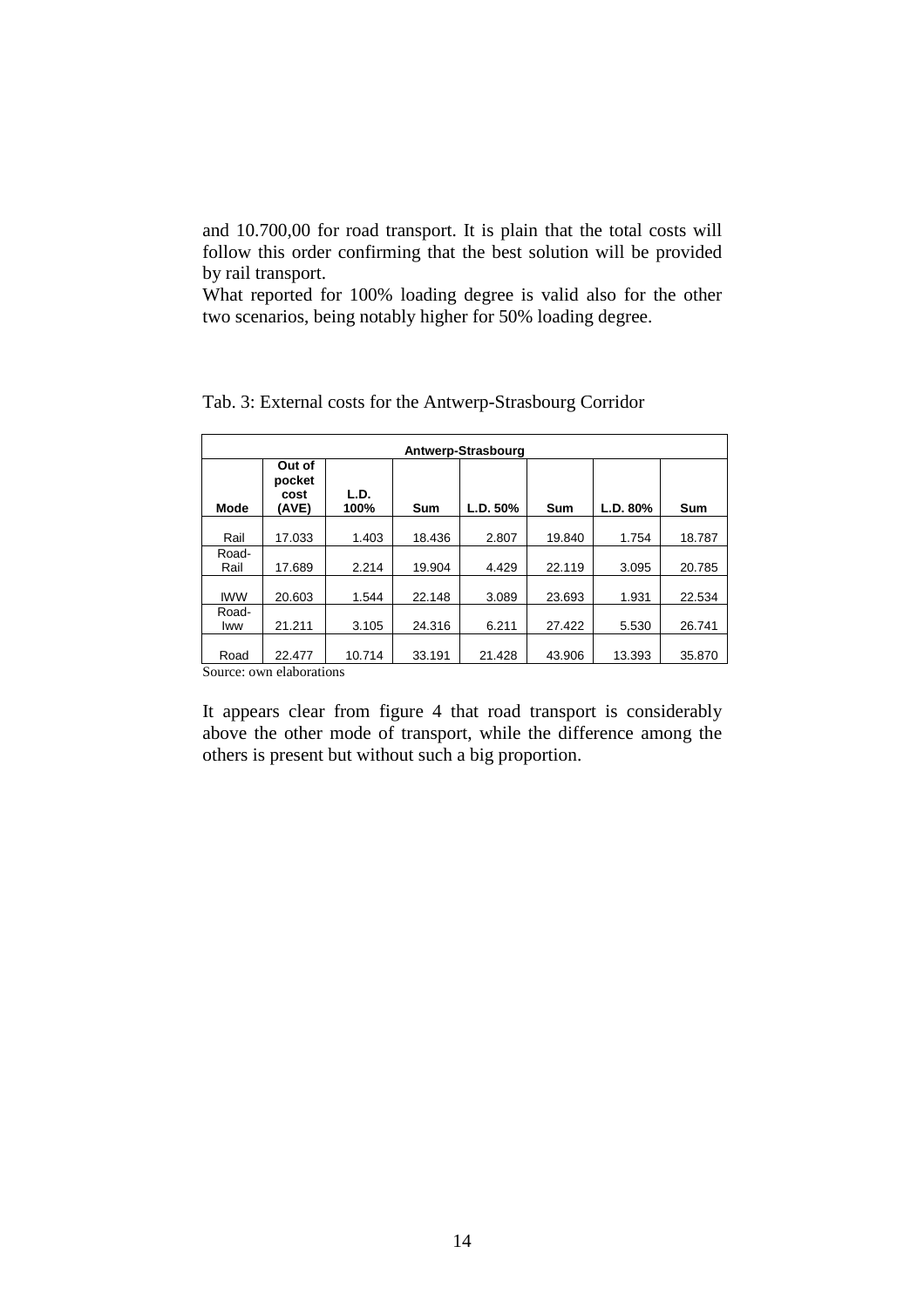and 10.700,00 for road transport. It is plain that the total costs will follow this order confirming that the best solution will be provided by rail transport.
What reported for 100% loading degree is valid also for the other two scenarios, being notably higher for 50% loading degree.

Tab. 3: External costs for the Antwerp-Strasbourg Corridor

| Antwerp-Strasbourg | | | | | | | |
|---|---|---|---|---|---|---|---|
| **Mode** | **Out of pocket cost (AVE)** | **L.D. 100%** | **Sum** | **L.D. 50%** | **Sum** | **L.D. 80%** | **Sum** |
| Rail | 17.033 | 1.403 | 18.436 | 2.807 | 19.840 | 1.754 | 18.787 |
| Road-Rail | 17.689 | 2.214 | 19.904 | 4.429 | 22.119 | 3.095 | 20.785 |
| IWW | 20.603 | 1.544 | 22.148 | 3.089 | 23.693 | 1.931 | 22.534 |
| Road-Iww | 21.211 | 3.105 | 24.316 | 6.211 | 27.422 | 5.530 | 26.741 |
| Road | 22.477 | 10.714 | 33.191 | 21.428 | 43.906 | 13.393 | 35.870 |

Source: own elaborations

It appears clear from figure 4 that road transport is considerably above the other mode of transport, while the difference among the others is present but without such a big proportion.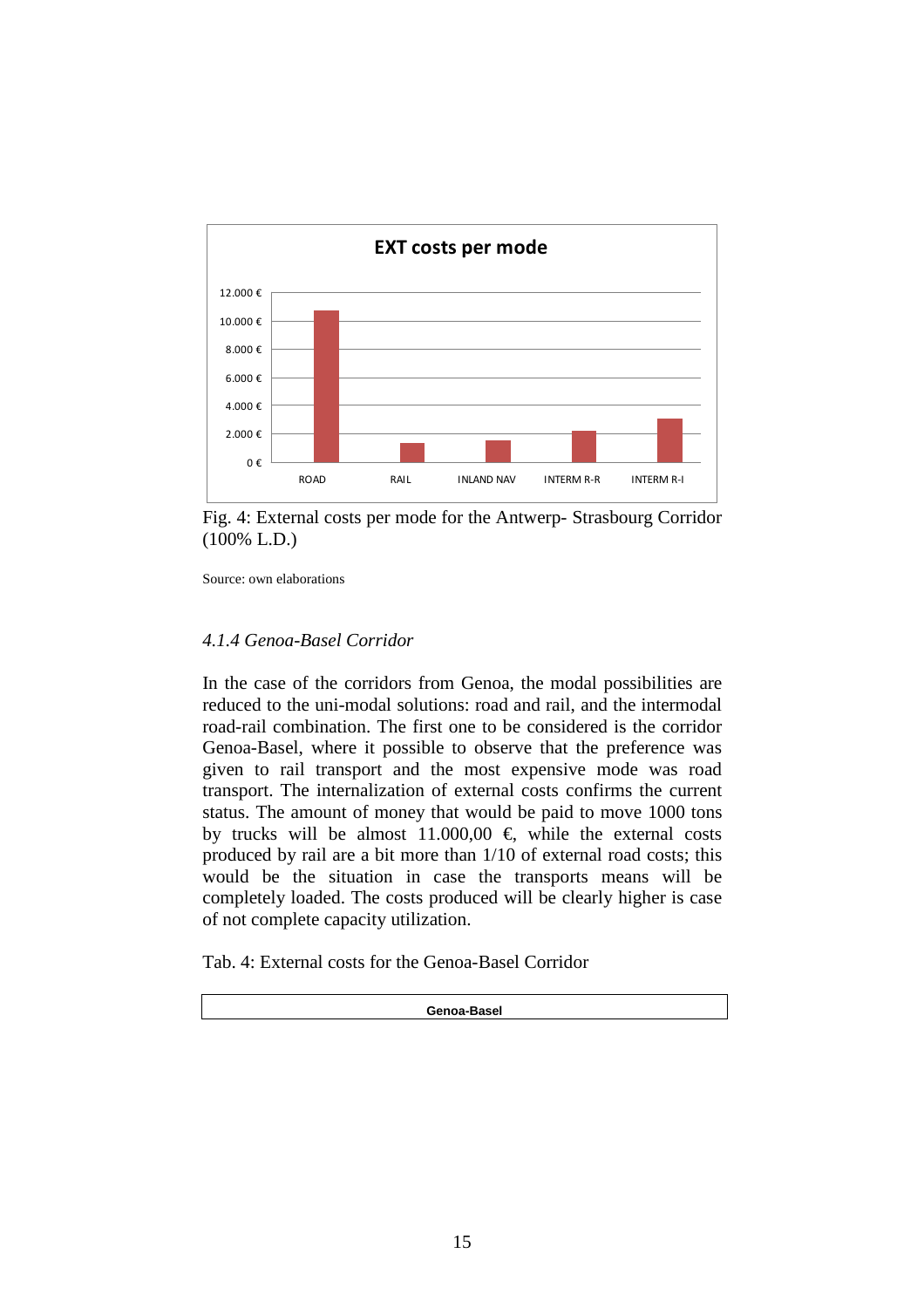Fig. 4: External costs per mode for the Antwerp- Strasbourg Corridor (100% L.D.)

Source: own elaborations

### *4.1.4 Genoa-Basel Corridor*

In the case of the corridors from Genoa, the modal possibilities are reduced to the uni-modal solutions: road and rail, and the intermodal road-rail combination. The first one to be considered is the corridor Genoa-Basel, where it possible to observe that the preference was given to rail transport and the most expensive mode was road transport. The internalization of external costs confirms the current status. The amount of money that would be paid to move 1000 tons by trucks will be almost 11.000,00 €, while the external costs produced by rail are a bit more than 1/10 of external road costs; this would be the situation in case the transports means will be completely loaded. The costs produced will be clearly higher is case of not complete capacity utilization.

Tab. 4: External costs for the Genoa-Basel Corridor

| Genoa-Basel |
|---|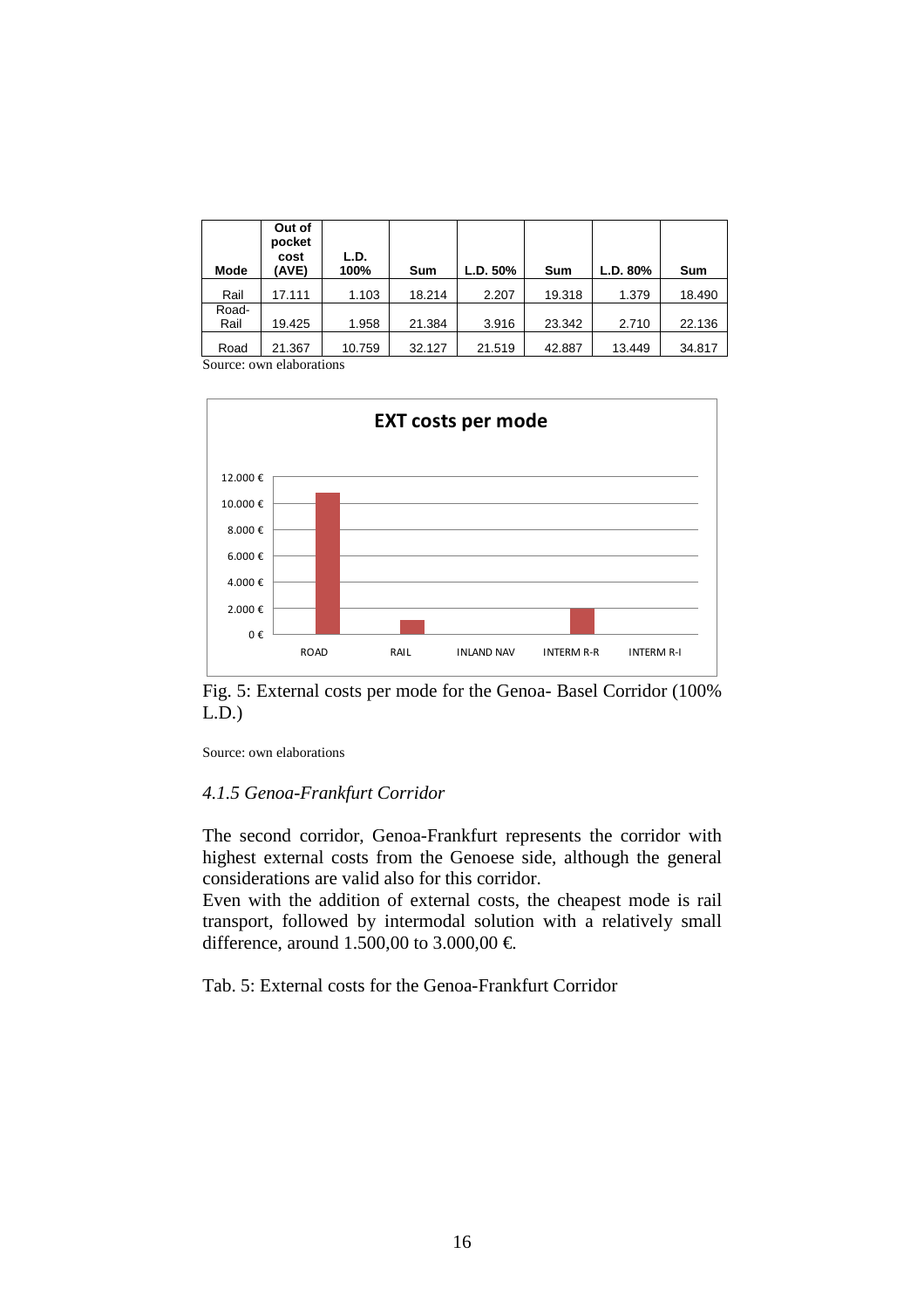| Mode | Out of pocket cost (AVE) | L.D. 100% | Sum | L.D. 50% | Sum | L.D. 80% | Sum |
|---|---|---|---|---|---|---|---|
| Rail | 17.111 | 1.103 | 18.214 | 2.207 | 19.318 | 1.379 | 18.490 |
| Road-Rail | 19.425 | 1.958 | 21.384 | 3.916 | 23.342 | 2.710 | 22.136 |
| Road | 21.367 | 10.759 | 32.127 | 21.519 | 42.887 | 13.449 | 34.817 |

Source: own elaborations

Fig. 5: External costs per mode for the Genoa- Basel Corridor (100% L.D.)

Source: own elaborations

### *4.1.5 Genoa-Frankfurt Corridor*

The second corridor, Genoa-Frankfurt represents the corridor with highest external costs from the Genoese side, although the general considerations are valid also for this corridor.

Even with the addition of external costs, the cheapest mode is rail transport, followed by intermodal solution with a relatively small difference, around 1.500,00 to 3.000,00 €.

Tab. 5: External costs for the Genoa-Frankfurt Corridor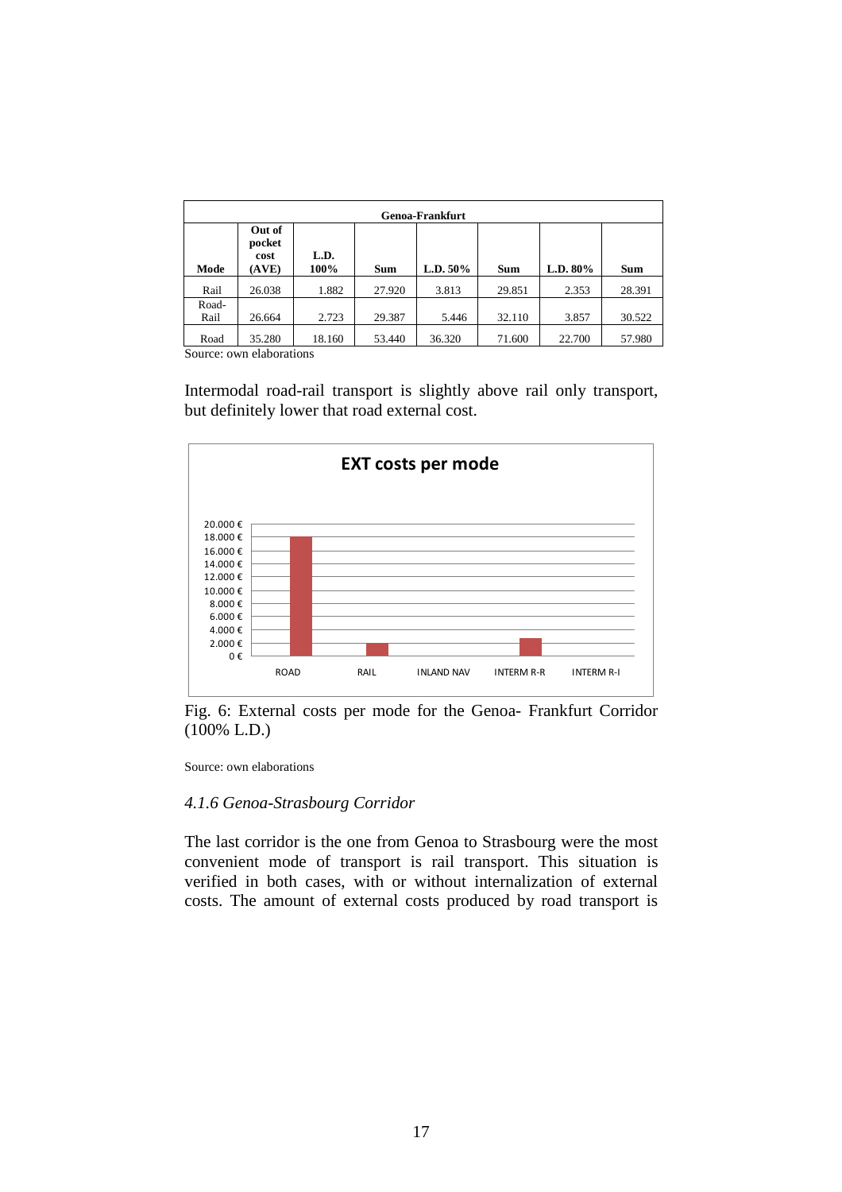| Genoa-Frankfurt | | | | | | | |
|---|---|---|---|---|---|---|---|
| **Mode** | **Out of pocket cost (AVE)** | **L.D. 100%** | **Sum** | **L.D. 50%** | **Sum** | **L.D. 80%** | **Sum** |
| Rail | 26.038 | 1.882 | 27.920 | 3.813 | 29.851 | 2.353 | 28.391 |
| Road-Rail | 26.664 | 2.723 | 29.387 | 5.446 | 32.110 | 3.857 | 30.522 |
| Road | 35.280 | 18.160 | 53.440 | 36.320 | 71.600 | 22.700 | 57.980 |

Source: own elaborations

Intermodal road-rail transport is slightly above rail only transport, but definitely lower that road external cost.

Fig. 6: External costs per mode for the Genoa- Frankfurt Corridor (100% L.D.)

Source: own elaborations

### *4.1.6 Genoa-Strasbourg Corridor*

The last corridor is the one from Genoa to Strasbourg were the most convenient mode of transport is rail transport. This situation is verified in both cases, with or without internalization of external costs. The amount of external costs produced by road transport is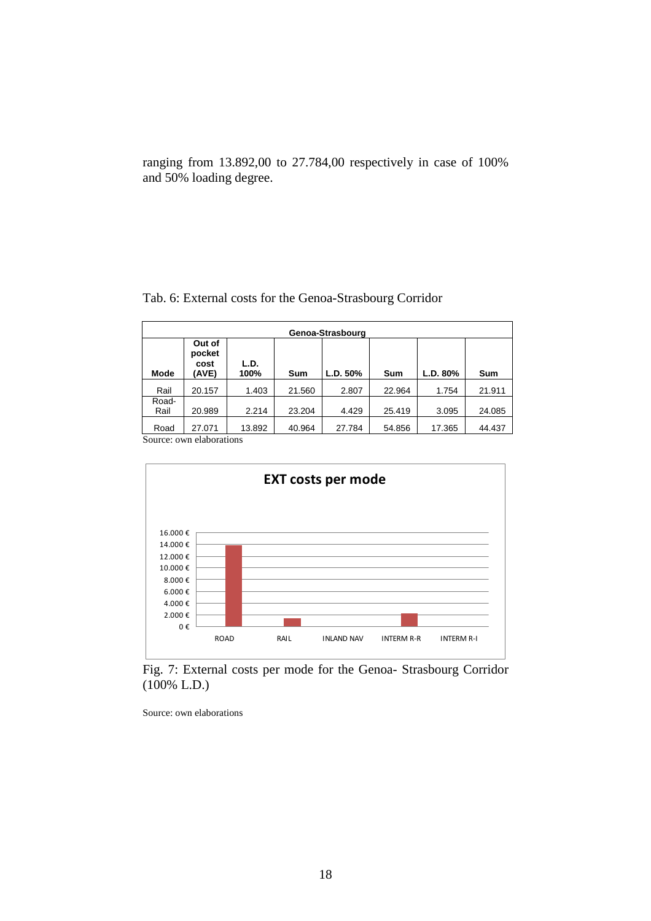ranging from 13.892,00 to 27.784,00 respectively in case of 100% and 50% loading degree.

Tab. 6: External costs for the Genoa-Strasbourg Corridor

| Genoa-Strasbourg | | | | | | | |
|---|---|---|---|---|---|---|---|
| **Mode** | **Out of pocket cost (AVE)** | **L.D. 100%** | **Sum** | **L.D. 50%** | **Sum** | **L.D. 80%** | **Sum** |
| Rail | 20.157 | 1.403 | 21.560 | 2.807 | 22.964 | 1.754 | 21.911 |
| Road-Rail | 20.989 | 2.214 | 23.204 | 4.429 | 25.419 | 3.095 | 24.085 |
| Road | 27.071 | 13.892 | 40.964 | 27.784 | 54.856 | 17.365 | 44.437 |

Source: own elaborations

Fig. 7: External costs per mode for the Genoa- Strasbourg Corridor (100% L.D.)

Source: own elaborations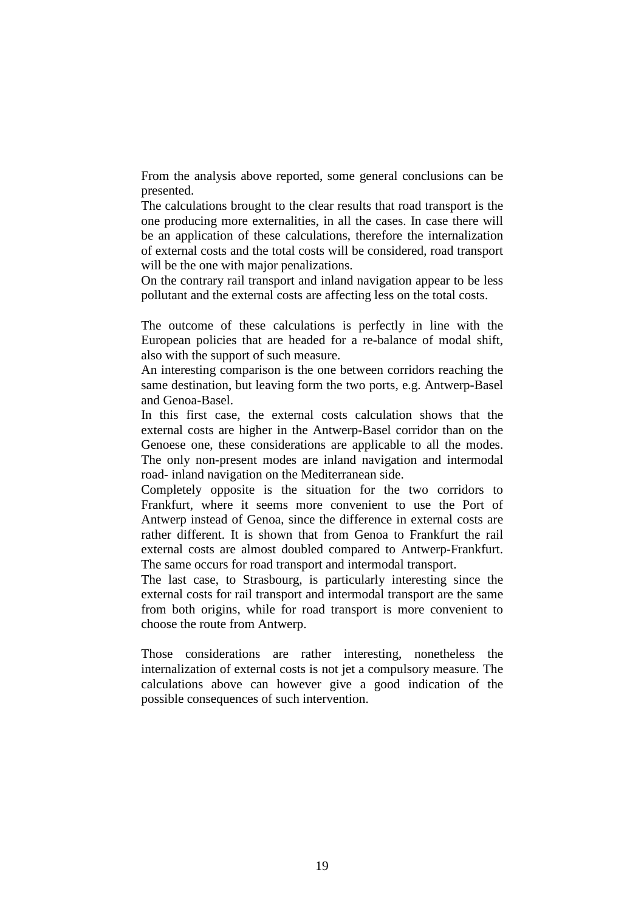From the analysis above reported, some general conclusions can be presented.

The calculations brought to the clear results that road transport is the one producing more externalities, in all the cases. In case there will be an application of these calculations, therefore the internalization of external costs and the total costs will be considered, road transport will be the one with major penalizations.

On the contrary rail transport and inland navigation appear to be less pollutant and the external costs are affecting less on the total costs.

The outcome of these calculations is perfectly in line with the European policies that are headed for a re-balance of modal shift, also with the support of such measure.

An interesting comparison is the one between corridors reaching the same destination, but leaving form the two ports, e.g. Antwerp-Basel and Genoa-Basel.

In this first case, the external costs calculation shows that the external costs are higher in the Antwerp-Basel corridor than on the Genoese one, these considerations are applicable to all the modes. The only non-present modes are inland navigation and intermodal road- inland navigation on the Mediterranean side.

Completely opposite is the situation for the two corridors to Frankfurt, where it seems more convenient to use the Port of Antwerp instead of Genoa, since the difference in external costs are rather different. It is shown that from Genoa to Frankfurt the rail external costs are almost doubled compared to Antwerp-Frankfurt. The same occurs for road transport and intermodal transport.

The last case, to Strasbourg, is particularly interesting since the external costs for rail transport and intermodal transport are the same from both origins, while for road transport is more convenient to choose the route from Antwerp.

Those considerations are rather interesting, nonetheless the internalization of external costs is not jet a compulsory measure. The calculations above can however give a good indication of the possible consequences of such intervention.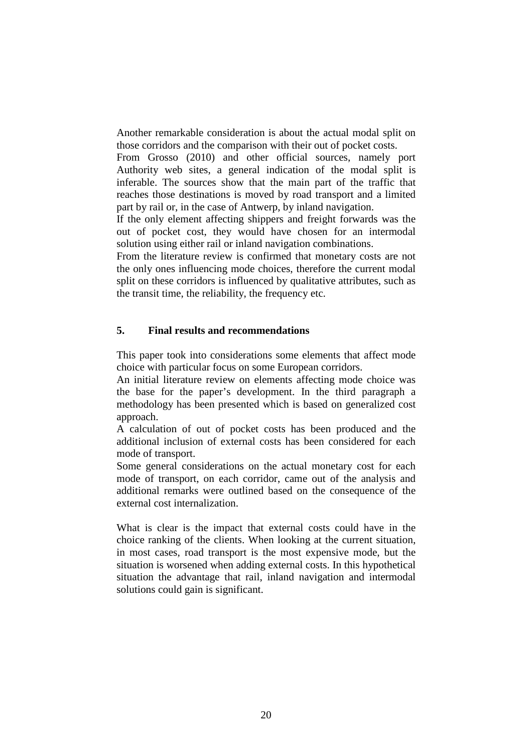Another remarkable consideration is about the actual modal split on those corridors and the comparison with their out of pocket costs.
From Grosso (2010) and other official sources, namely port Authority web sites, a general indication of the modal split is inferable. The sources show that the main part of the traffic that reaches those destinations is moved by road transport and a limited part by rail or, in the case of Antwerp, by inland navigation.
If the only element affecting shippers and freight forwards was the out of pocket cost, they would have chosen for an intermodal solution using either rail or inland navigation combinations.
From the literature review is confirmed that monetary costs are not the only ones influencing mode choices, therefore the current modal split on these corridors is influenced by qualitative attributes, such as the transit time, the reliability, the frequency etc.

## 5. Final results and recommendations

This paper took into considerations some elements that affect mode choice with particular focus on some European corridors.
An initial literature review on elements affecting mode choice was the base for the paper's development. In the third paragraph a methodology has been presented which is based on generalized cost approach.
A calculation of out of pocket costs has been produced and the additional inclusion of external costs has been considered for each mode of transport.
Some general considerations on the actual monetary cost for each mode of transport, on each corridor, came out of the analysis and additional remarks were outlined based on the consequence of the external cost internalization.

What is clear is the impact that external costs could have in the choice ranking of the clients. When looking at the current situation, in most cases, road transport is the most expensive mode, but the situation is worsened when adding external costs. In this hypothetical situation the advantage that rail, inland navigation and intermodal solutions could gain is significant.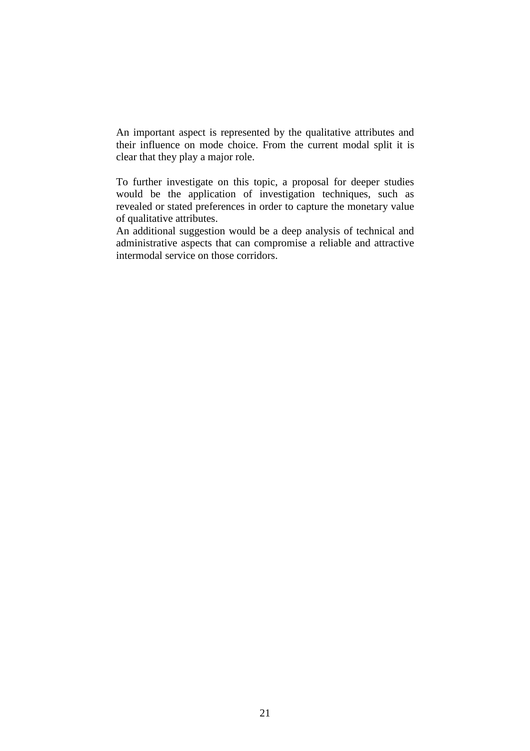An important aspect is represented by the qualitative attributes and their influence on mode choice. From the current modal split it is clear that they play a major role.

To further investigate on this topic, a proposal for deeper studies would be the application of investigation techniques, such as revealed or stated preferences in order to capture the monetary value of qualitative attributes.
An additional suggestion would be a deep analysis of technical and administrative aspects that can compromise a reliable and attractive intermodal service on those corridors.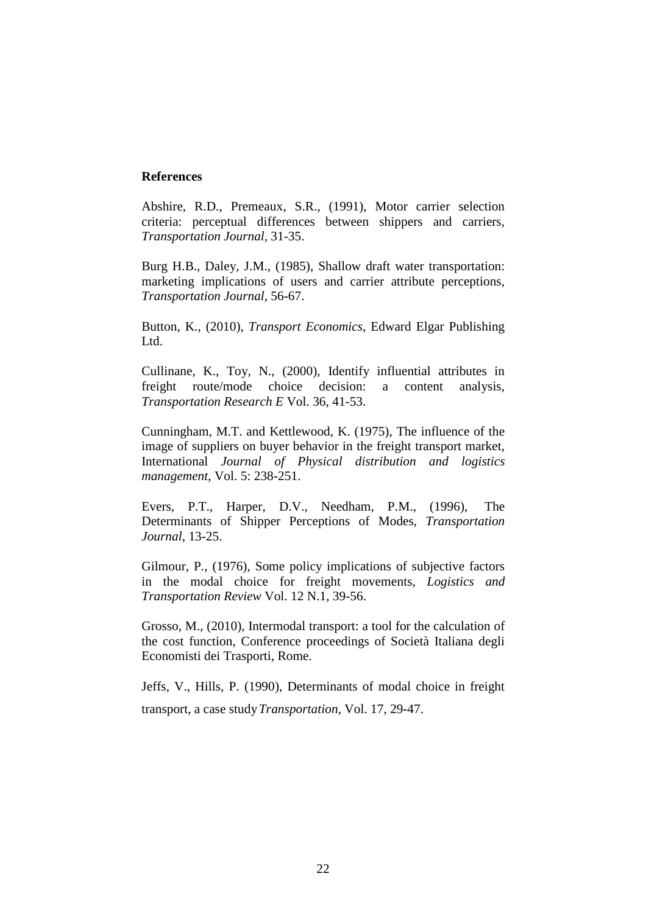**References**

Abshire, R.D., Premeaux, S.R., (1991), Motor carrier selection criteria: perceptual differences between shippers and carriers, *Transportation Journal*, 31-35.

Burg H.B., Daley, J.M., (1985), Shallow draft water transportation: marketing implications of users and carrier attribute perceptions, *Transportation Journal*, 56-67.

Button, K., (2010), *Transport Economics*, Edward Elgar Publishing Ltd.

Cullinane, K., Toy, N., (2000), Identify influential attributes in freight route/mode choice decision: a content analysis, *Transportation Research E* Vol. 36, 41-53.

Cunningham, M.T. and Kettlewood, K. (1975), The influence of the image of suppliers on buyer behavior in the freight transport market, International *Journal of Physical distribution and logistics management*, Vol. 5: 238-251.

Evers, P.T., Harper, D.V., Needham, P.M., (1996), The Determinants of Shipper Perceptions of Modes, *Transportation Journal*, 13-25.

Gilmour, P., (1976), Some policy implications of subjective factors in the modal choice for freight movements, *Logistics and Transportation Review* Vol. 12 N.1, 39-56.

Grosso, M., (2010), Intermodal transport: a tool for the calculation of the cost function, Conference proceedings of Società Italiana degli Economisti dei Trasporti, Rome.

Jeffs, V., Hills, P. (1990), Determinants of modal choice in freight transport, a case study *Transportation*, Vol. 17, 29-47.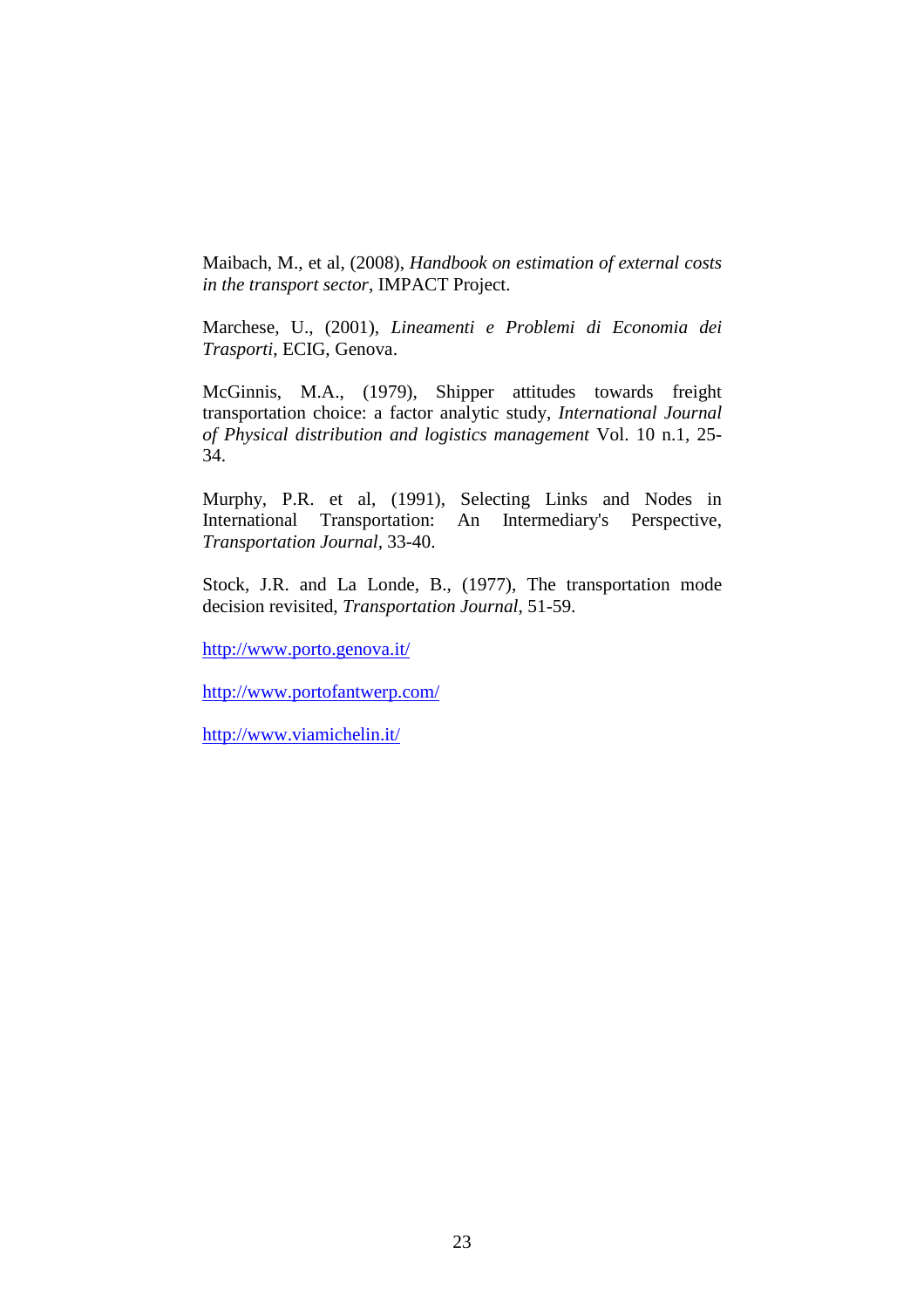Maibach, M., et al, (2008), *Handbook on estimation of external costs in the transport sector*, IMPACT Project.

Marchese, U., (2001), *Lineamenti e Problemi di Economia dei Trasporti*, ECIG, Genova.

McGinnis, M.A., (1979), Shipper attitudes towards freight transportation choice: a factor analytic study, *International Journal of Physical distribution and logistics management* Vol. 10 n.1, 25-34.

Murphy, P.R. et al, (1991), Selecting Links and Nodes in International Transportation: An Intermediary's Perspective, *Transportation Journal*, 33-40.

Stock, J.R. and La Londe, B., (1977), The transportation mode decision revisited, *Transportation Journal*, 51-59.

http://www.porto.genova.it/

http://www.portofantwerp.com/

http://www.viamichelin.it/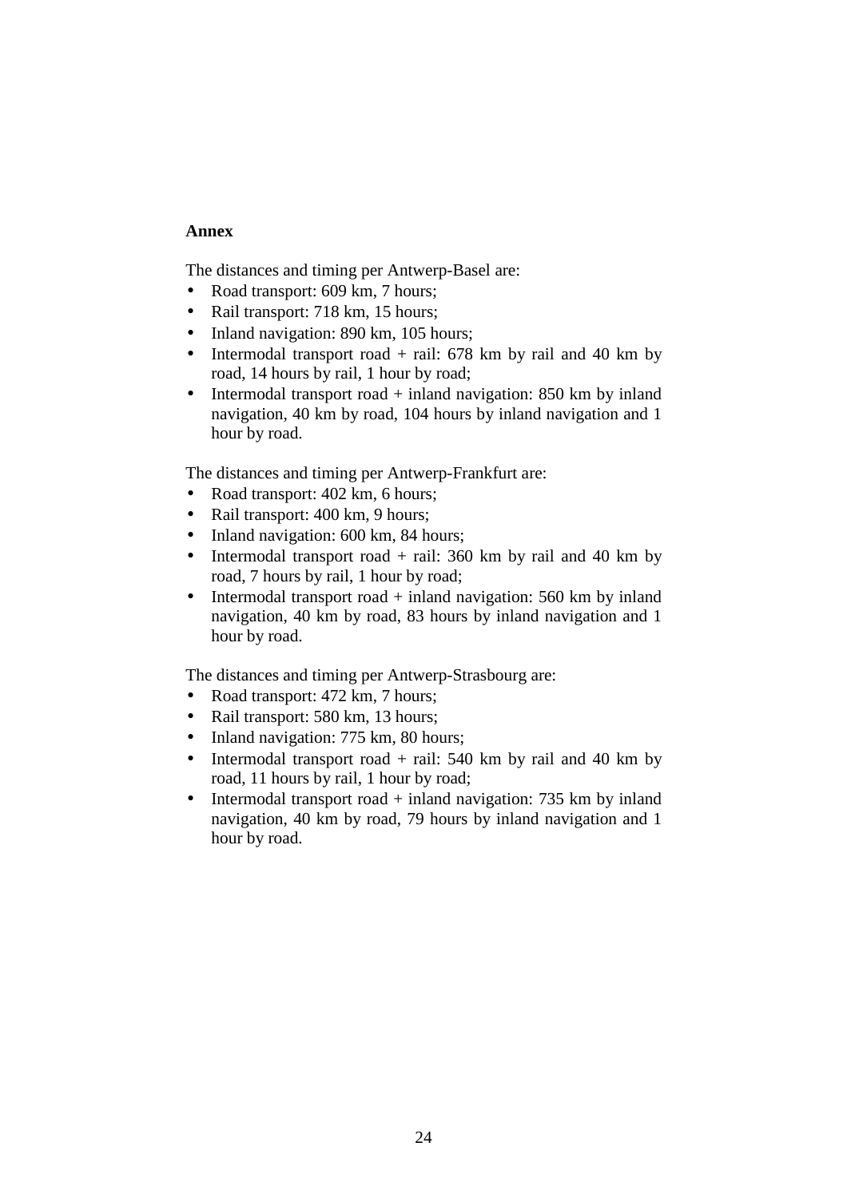## Annex

The distances and timing per Antwerp-Basel are:

- Road transport: 609 km, 7 hours;
- Rail transport: 718 km, 15 hours;
- Inland navigation: 890 km, 105 hours;
- Intermodal transport road + rail: 678 km by rail and 40 km by road, 14 hours by rail, 1 hour by road;
- Intermodal transport road + inland navigation: 850 km by inland navigation, 40 km by road, 104 hours by inland navigation and 1 hour by road.

The distances and timing per Antwerp-Frankfurt are:

- Road transport: 402 km, 6 hours;
- Rail transport: 400 km, 9 hours;
- Inland navigation: 600 km, 84 hours;
- Intermodal transport road + rail: 360 km by rail and 40 km by road, 7 hours by rail, 1 hour by road;
- Intermodal transport road + inland navigation: 560 km by inland navigation, 40 km by road, 83 hours by inland navigation and 1 hour by road.

The distances and timing per Antwerp-Strasbourg are:

- Road transport: 472 km, 7 hours;
- Rail transport: 580 km, 13 hours;
- Inland navigation: 775 km, 80 hours;
- Intermodal transport road + rail: 540 km by rail and 40 km by road, 11 hours by rail, 1 hour by road;
- Intermodal transport road + inland navigation: 735 km by inland navigation, 40 km by road, 79 hours by inland navigation and 1 hour by road.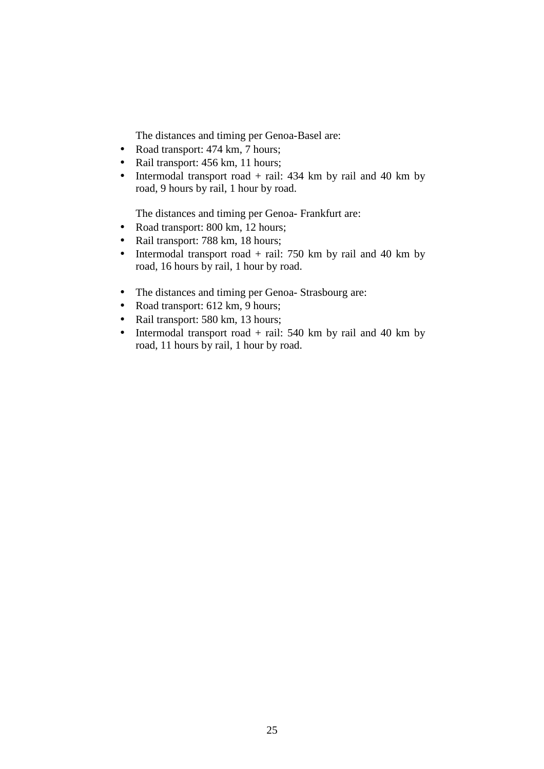The distances and timing per Genoa-Basel are:

- Road transport: 474 km, 7 hours;
- Rail transport: 456 km, 11 hours;
- Intermodal transport road + rail: 434 km by rail and 40 km by road, 9 hours by rail, 1 hour by road.

The distances and timing per Genoa- Frankfurt are:

- Road transport: 800 km, 12 hours;
- Rail transport: 788 km, 18 hours;
- Intermodal transport road + rail: 750 km by rail and 40 km by road, 16 hours by rail, 1 hour by road.

- The distances and timing per Genoa- Strasbourg are:
- Road transport: 612 km, 9 hours;
- Rail transport: 580 km, 13 hours;
- Intermodal transport road + rail: 540 km by rail and 40 km by road, 11 hours by rail, 1 hour by road.